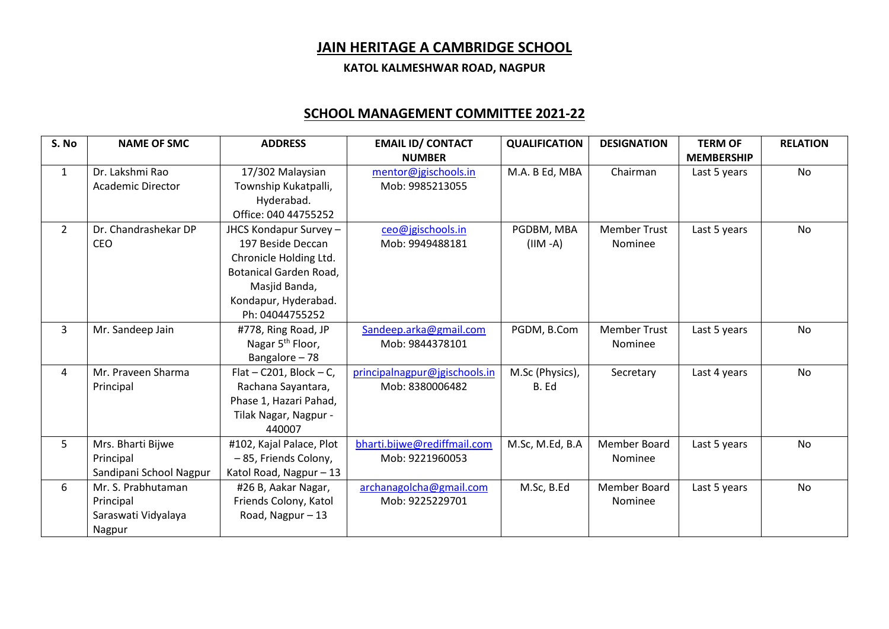# JAIN HERITAGE A CAMBRIDGE SCHOOL

**KATOL KALMESHWAR ROAD, NAGPUR**

## SCHOOL MANAGEMENT COMMITTEE 2021-22

| S. No | NAME OF SMC | ADDRESS | EMAIL ID/ CONTACT NUMBER | QUALIFICATION | DESIGNATION | TERM OF MEMBERSHIP | RELATION |
|---|---|---|---|---|---|---|---|
| 1 | Dr. Lakshmi Rao<br>Academic Director | 17/302 Malaysian Township Kukatpalli, Hyderabad.<br>Office: 040 44755252 | mentor@jgischools.in<br>Mob: 9985213055 | M.A. B Ed, MBA | Chairman | Last 5 years | No |
| 2 | Dr. Chandrashekar DP<br>CEO | JHCS Kondapur Survey – 197 Beside Deccan Chronicle Holding Ltd. Botanical Garden Road, Masjid Banda, Kondapur, Hyderabad.<br>Ph: 04044755252 | ceo@jgischools.in<br>Mob: 9949488181 | PGDBM, MBA (IIM -A) | Member Trust Nominee | Last 5 years | No |
| 3 | Mr. Sandeep Jain | #778, Ring Road, JP Nagar 5th Floor, Bangalore – 78 | Sandeep.arka@gmail.com<br>Mob: 9844378101 | PGDM, B.Com | Member Trust Nominee | Last 5 years | No |
| 4 | Mr. Praveen Sharma<br>Principal | Flat – C201, Block – C, Rachana Sayantara, Phase 1, Hazari Pahad, Tilak Nagar, Nagpur - 440007 | principalnagpur@jgischools.in<br>Mob: 8380006482 | M.Sc (Physics), B. Ed | Secretary | Last 4 years | No |
| 5 | Mrs. Bharti Bijwe<br>Principal<br>Sandipani School Nagpur | #102, Kajal Palace, Plot – 85, Friends Colony, Katol Road, Nagpur – 13 | bharti.bijwe@rediffmail.com<br>Mob: 9221960053 | M.Sc, M.Ed, B.A | Member Board Nominee | Last 5 years | No |
| 6 | Mr. S. Prabhutaman<br>Principal<br>Saraswati Vidyalaya Nagpur | #26 B, Aakar Nagar, Friends Colony, Katol Road, Nagpur – 13 | archanagolcha@gmail.com<br>Mob: 9225229701 | M.Sc, B.Ed | Member Board Nominee | Last 5 years | No |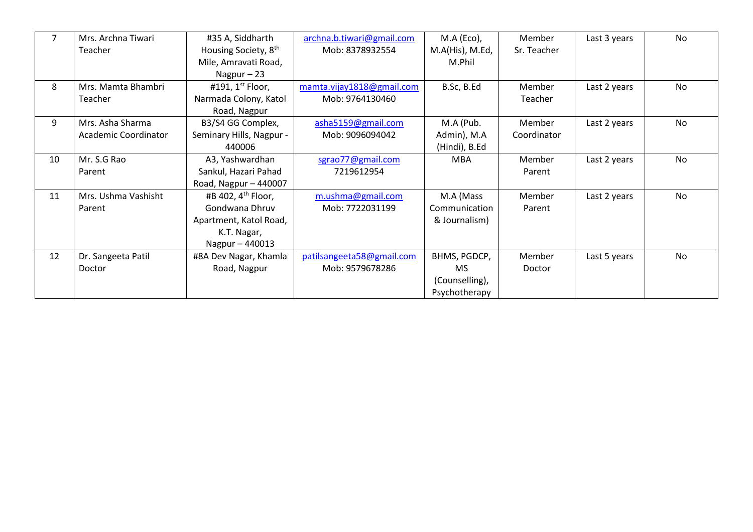| | | | | | | | |
|---|---|---|---|---|---|---|---|
| 7 | Mrs. Archna Tiwari<br>Teacher | #35 A, Siddharth Housing Society, 8th Mile, Amravati Road, Nagpur – 23 | archna.b.tiwari@gmail.com<br>Mob: 8378932554 | M.A (Eco), M.A(His), M.Ed, M.Phil | Member<br>Sr. Teacher | Last 3 years | No |
| 8 | Mrs. Mamta Bhambri<br>Teacher | #191, 1st Floor, Narmada Colony, Katol Road, Nagpur | mamta.vijay1818@gmail.com<br>Mob: 9764130460 | B.Sc, B.Ed | Member<br>Teacher | Last 2 years | No |
| 9 | Mrs. Asha Sharma<br>Academic Coordinator | B3/S4 GG Complex, Seminary Hills, Nagpur - 440006 | asha5159@gmail.com<br>Mob: 9096094042 | M.A (Pub. Admin), M.A (Hindi), B.Ed | Member<br>Coordinator | Last 2 years | No |
| 10 | Mr. S.G Rao<br>Parent | A3, Yashwardhan Sankul, Hazari Pahad Road, Nagpur – 440007 | sgrao77@gmail.com<br>7219612954 | MBA | Member<br>Parent | Last 2 years | No |
| 11 | Mrs. Ushma Vashisht<br>Parent | #B 402, 4th Floor, Gondwana Dhruv Apartment, Katol Road, K.T. Nagar, Nagpur – 440013 | m.ushma@gmail.com<br>Mob: 7722031199 | M.A (Mass Communication & Journalism) | Member<br>Parent | Last 2 years | No |
| 12 | Dr. Sangeeta Patil<br>Doctor | #8A Dev Nagar, Khamla Road, Nagpur | patilsangeeta58@gmail.com<br>Mob: 9579678286 | BHMS, PGDCP, MS (Counselling), Psychotherapy | Member<br>Doctor | Last 5 years | No |